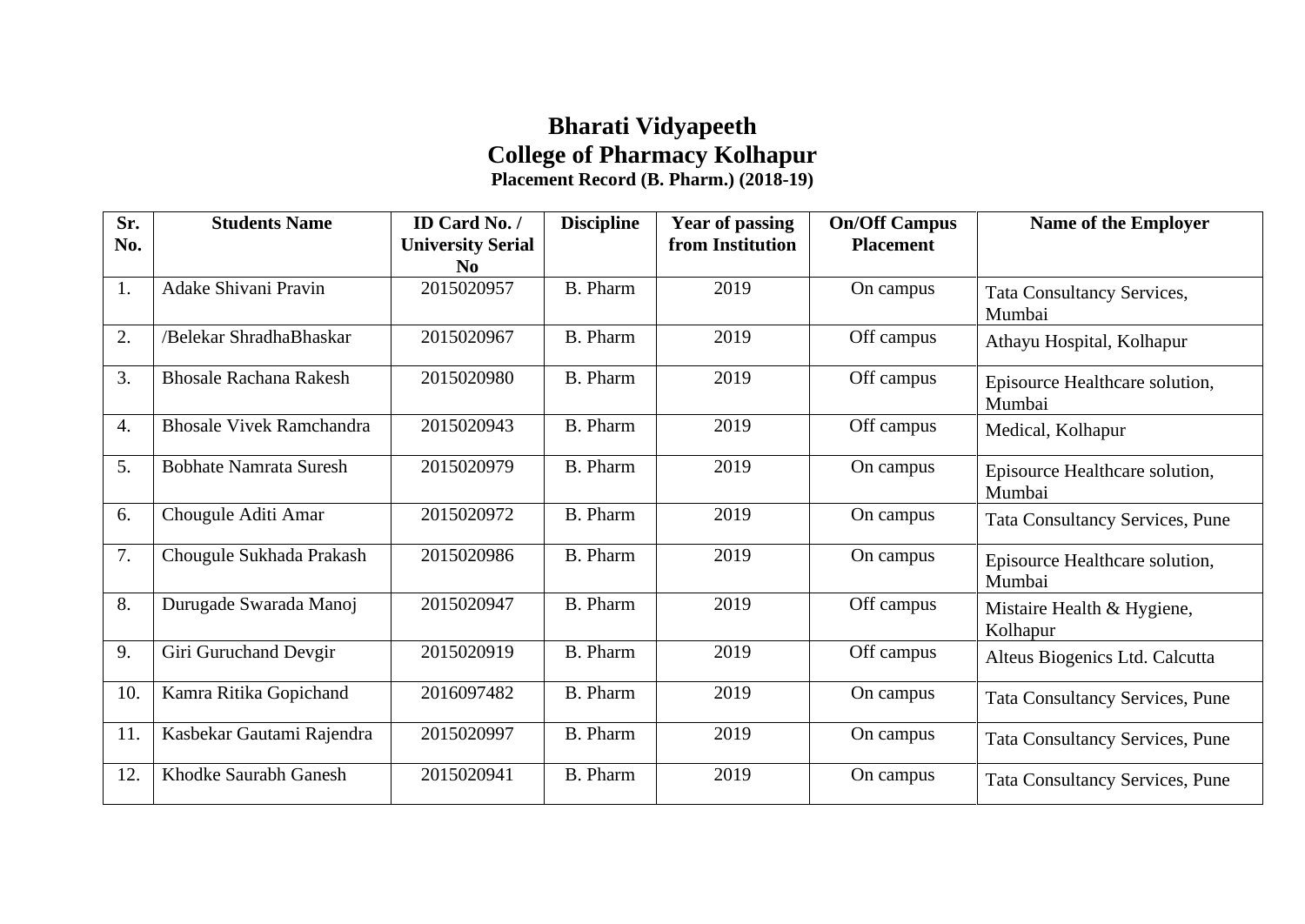# Bharati Vidyapeeth
# College of Pharmacy Kolhapur
### Placement Record (B. Pharm.) (2018-19)

| Sr. No. | Students Name | ID Card No. / University Serial No | Discipline | Year of passing from Institution | On/Off Campus Placement | Name of the Employer |
|---|---|---|---|---|---|---|
| 1. | Adake Shivani Pravin | 2015020957 | B. Pharm | 2019 | On campus | Tata Consultancy Services, Mumbai |
| 2. | /Belekar ShradhaBhaskar | 2015020967 | B. Pharm | 2019 | Off campus | Athayu Hospital, Kolhapur |
| 3. | Bhosale Rachana Rakesh | 2015020980 | B. Pharm | 2019 | Off campus | Episource Healthcare solution, Mumbai |
| 4. | Bhosale Vivek Ramchandra | 2015020943 | B. Pharm | 2019 | Off campus | Medical, Kolhapur |
| 5. | Bobhate Namrata Suresh | 2015020979 | B. Pharm | 2019 | On campus | Episource Healthcare solution, Mumbai |
| 6. | Chougule Aditi Amar | 2015020972 | B. Pharm | 2019 | On campus | Tata Consultancy Services, Pune |
| 7. | Chougule Sukhada Prakash | 2015020986 | B. Pharm | 2019 | On campus | Episource Healthcare solution, Mumbai |
| 8. | Durugade Swarada Manoj | 2015020947 | B. Pharm | 2019 | Off campus | Mistaire Health & Hygiene, Kolhapur |
| 9. | Giri Guruchand Devgir | 2015020919 | B. Pharm | 2019 | Off campus | Alteus Biogenics Ltd. Calcutta |
| 10. | Kamra Ritika Gopichand | 2016097482 | B. Pharm | 2019 | On campus | Tata Consultancy Services, Pune |
| 11. | Kasbekar Gautami Rajendra | 2015020997 | B. Pharm | 2019 | On campus | Tata Consultancy Services, Pune |
| 12. | Khodke Saurabh Ganesh | 2015020941 | B. Pharm | 2019 | On campus | Tata Consultancy Services, Pune |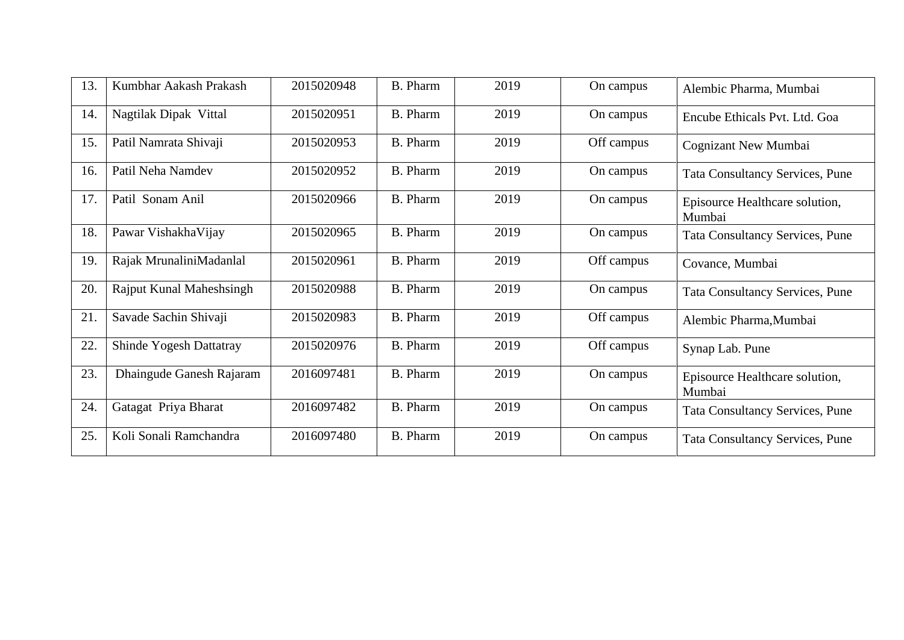| | | | | | | |
|---|---|---|---|---|---|---|
| 13. | Kumbhar Aakash Prakash | 2015020948 | B. Pharm | 2019 | On campus | Alembic Pharma, Mumbai |
| 14. | Nagtilak Dipak Vittal | 2015020951 | B. Pharm | 2019 | On campus | Encube Ethicals Pvt. Ltd. Goa |
| 15. | Patil Namrata Shivaji | 2015020953 | B. Pharm | 2019 | Off campus | Cognizant New Mumbai |
| 16. | Patil Neha Namdev | 2015020952 | B. Pharm | 2019 | On campus | Tata Consultancy Services, Pune |
| 17. | Patil Sonam Anil | 2015020966 | B. Pharm | 2019 | On campus | Episource Healthcare solution, Mumbai |
| 18. | Pawar VishakhaVijay | 2015020965 | B. Pharm | 2019 | On campus | Tata Consultancy Services, Pune |
| 19. | Rajak MrunaliniMadanlal | 2015020961 | B. Pharm | 2019 | Off campus | Covance, Mumbai |
| 20. | Rajput Kunal Maheshsingh | 2015020988 | B. Pharm | 2019 | On campus | Tata Consultancy Services, Pune |
| 21. | Savade Sachin Shivaji | 2015020983 | B. Pharm | 2019 | Off campus | Alembic Pharma,Mumbai |
| 22. | Shinde Yogesh Dattatray | 2015020976 | B. Pharm | 2019 | Off campus | Synap Lab. Pune |
| 23. | Dhaingude Ganesh Rajaram | 2016097481 | B. Pharm | 2019 | On campus | Episource Healthcare solution, Mumbai |
| 24. | Gatagat Priya Bharat | 2016097482 | B. Pharm | 2019 | On campus | Tata Consultancy Services, Pune |
| 25. | Koli Sonali Ramchandra | 2016097480 | B. Pharm | 2019 | On campus | Tata Consultancy Services, Pune |